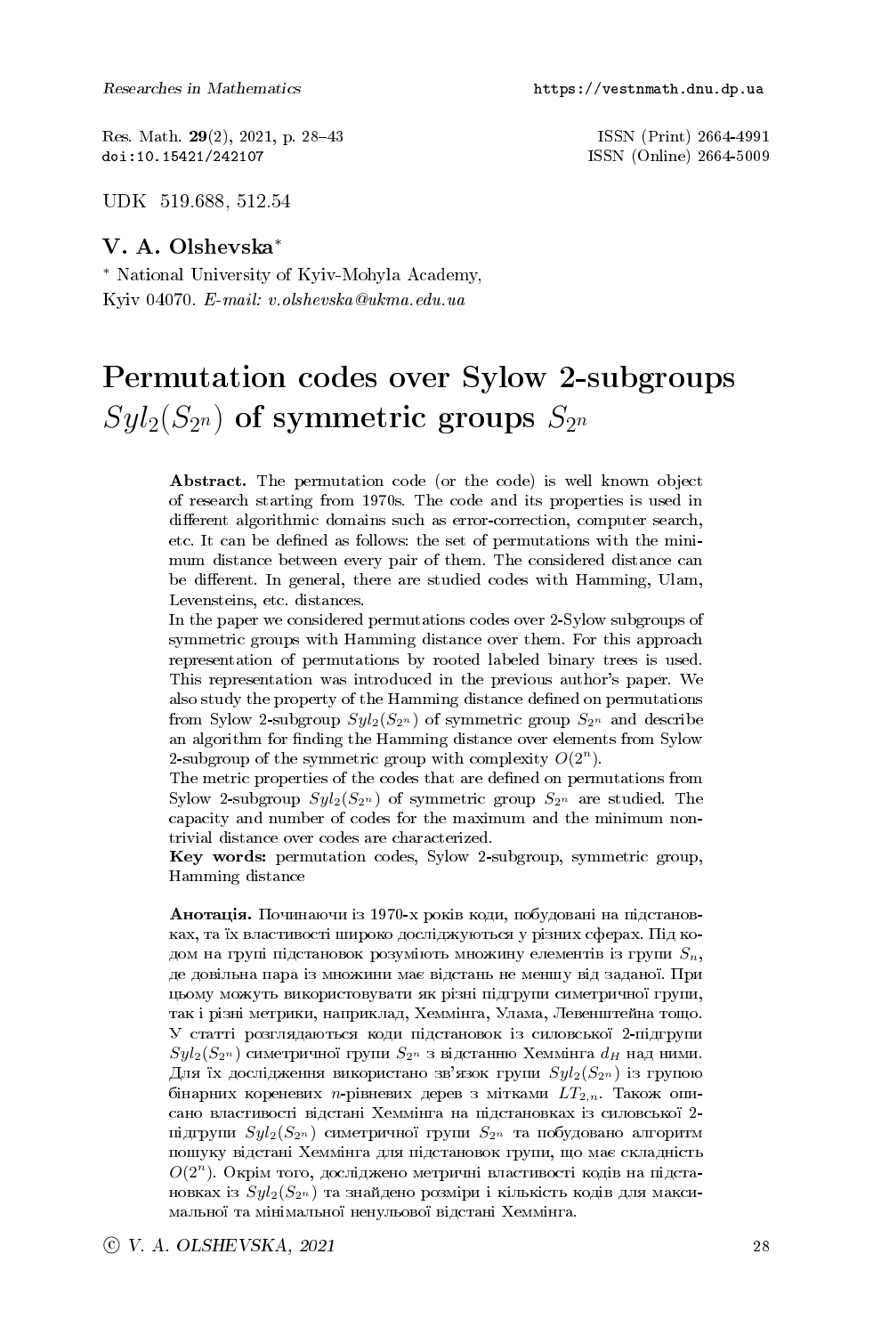UDK 519.688, 512.54

**V. A. Olshevska**[*]

[*] National University of Kyiv-Mohyla Academy, Kyiv 04070. *E-mail: v.olshevska@ukma.edu.ua*

# Permutation codes over Sylow 2-subgroups $Syl_2(S_{2^n})$ of symmetric groups $S_{2^n}$

**Abstract.** The permutation code (or the code) is well known object of research starting from 1970s. The code and its properties is used in different algorithmic domains such as error-correction, computer search, etc. It can be defined as follows: the set of permutations with the minimum distance between every pair of them. The considered distance can be different. In general, there are studied codes with Hamming, Ulam, Levensteins, etc. distances.

In the paper we considered permutations codes over 2-Sylow subgroups of symmetric groups with Hamming distance over them. For this approach representation of permutations by rooted labeled binary trees is used. This representation was introduced in the previous author's paper. We also study the property of the Hamming distance defined on permutations from Sylow 2-subgroup $Syl_2(S_{2^n})$ of symmetric group $S_{2^n}$ and describe an algorithm for finding the Hamming distance over elements from Sylow 2-subgroup of the symmetric group with complexity $O(2^n)$.

The metric properties of the codes that are defined on permutations from Sylow 2-subgroup $Syl_2(S_{2^n})$ of symmetric group $S_{2^n}$ are studied. The capacity and number of codes for the maximum and the minimum nontrivial distance over codes are characterized.

**Key words:** permutation codes, Sylow 2-subgroup, symmetric group, Hamming distance

**Анотація.** Починаючи із 1970-х років коди, побудовані на підстановках, та їх властивості широко досліджуються у різних сферах. Під кодом на групі підстановок розуміють множину елементів із групи $S_n$, де довільна пара із множини має відстань не меншу від заданої. При цьому можуть використовувати як різні підгрупи симетричної групи, так і різні метрики, наприклад, Хеммінга, Улама, Левенштейна тощо. У статті розглядаються коди підстановок із силовської 2-підгрупи $Syl_2(S_{2^n})$ симетричної групи $S_{2^n}$ з відстанню Хеммінга $d_H$ над ними. Для їх дослідження використано зв'язок групи $Syl_2(S_{2^n})$ із групою бінарних кореневих $n$-рівневих дерев з мітками $LT_{2,n}$. Також описано властивості відстані Хеммінга на підстановках із силовської 2-підгрупи $Syl_2(S_{2^n})$ симетричної групи $S_{2^n}$ та побудовано алгоритм пошуку відстані Хеммінга для підстановок групи, що має складність $O(2^n)$. Окрім того, досліджено метричні властивості кодів на підстановках із $Syl_2(S_{2^n})$ та знайдено розміри і кількість кодів для максимальної та мінімальної ненульової відстані Хеммінга.

© V. A. OLSHEVSKA, 2021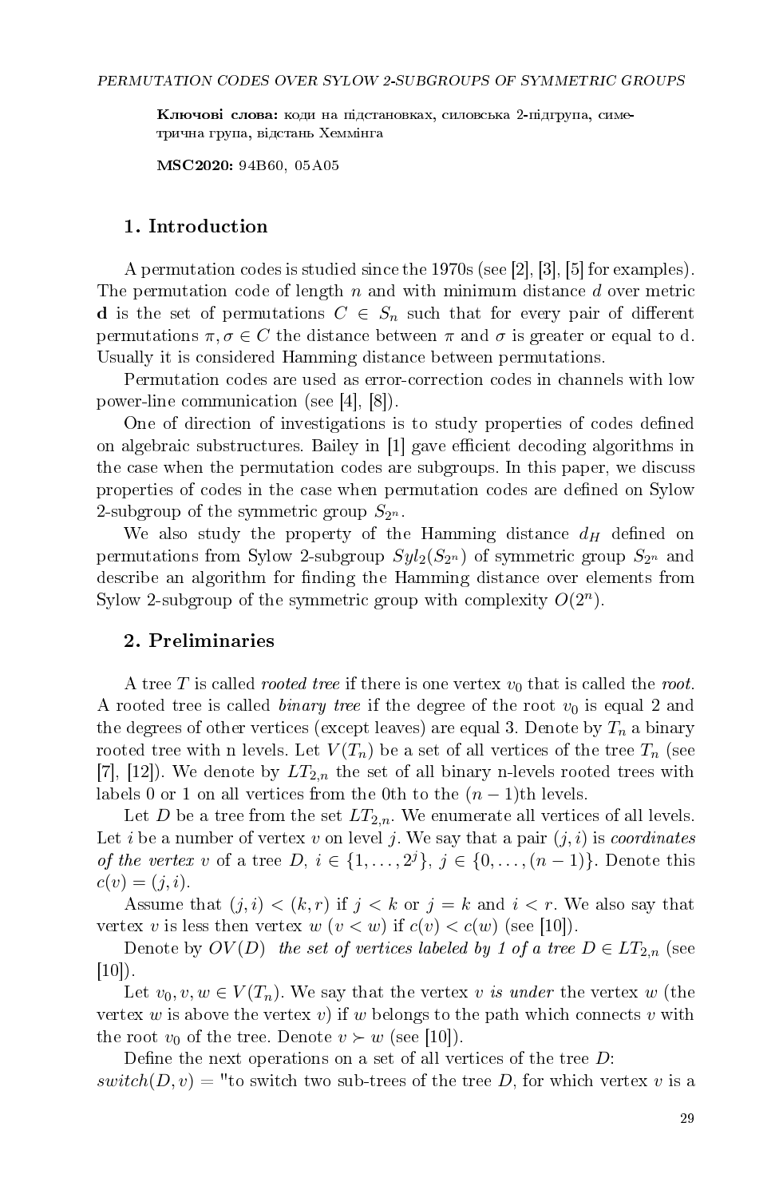**Ключові слова:** коди на підстановках, силовська 2-підгрупа, симетрична група, відстань Хеммінга

**MSC2020:** 94B60, 05A05

## 1. Introduction

A permutation codes is studied since the 1970s (see [2], [3], [5] for examples). The permutation code of length $n$ and with minimum distance $d$ over metric $\mathbf{d}$ is the set of permutations $C \in S_n$ such that for every pair of different permutations $\pi, \sigma \in C$ the distance between $\pi$ and $\sigma$ is greater or equal to d. Usually it is considered Hamming distance between permutations.

Permutation codes are used as error-correction codes in channels with low power-line communication (see [4], [8]).

One of direction of investigations is to study properties of codes defined on algebraic substructures. Bailey in [1] gave efficient decoding algorithms in the case when the permutation codes are subgroups. In this paper, we discuss properties of codes in the case when permutation codes are defined on Sylow 2-subgroup of the symmetric group $S_{2^n}$.

We also study the property of the Hamming distance $d_H$ defined on permutations from Sylow 2-subgroup $Syl_2(S_{2^n})$ of symmetric group $S_{2^n}$ and describe an algorithm for finding the Hamming distance over elements from Sylow 2-subgroup of the symmetric group with complexity $O(2^n)$.

## 2. Preliminaries

A tree $T$ is called *rooted tree* if there is one vertex $v_0$ that is called the *root*. A rooted tree is called *binary tree* if the degree of the root $v_0$ is equal 2 and the degrees of other vertices (except leaves) are equal 3. Denote by $T_n$ a binary rooted tree with n levels. Let $V(T_n)$ be a set of all vertices of the tree $T_n$ (see [7], [12]). We denote by $LT_{2,n}$ the set of all binary n-levels rooted trees with labels 0 or 1 on all vertices from the 0th to the $(n-1)$th levels.

Let $D$ be a tree from the set $LT_{2,n}$. We enumerate all vertices of all levels. Let $i$ be a number of vertex $v$ on level $j$. We say that a pair $(j, i)$ is *coordinates of the vertex* $v$ of a tree $D$, $i \in \{1, \dots, 2^j\}$, $j \in \{0, \dots, (n-1)\}$. Denote this $c(v) = (j, i)$.

Assume that $(j, i) < (k, r)$ if $j < k$ or $j = k$ and $i < r$. We also say that vertex $v$ is less then vertex $w$ ($v < w$) if $c(v) < c(w)$ (see [10]).

Denote by $OV(D)$ *the set of vertices labeled by 1 of a tree* $D \in LT_{2,n}$ (see [10]).

Let $v_0, v, w \in V(T_n)$. We say that the vertex $v$ *is under* the vertex $w$ (the vertex $w$ is above the vertex $v$) if $w$ belongs to the path which connects $v$ with the root $v_0$ of the tree. Denote $v \succ w$ (see [10]).

Define the next operations on a set of all vertices of the tree $D$:
$switch(D, v)$ = "to switch two sub-trees of the tree $D$, for which vertex $v$ is a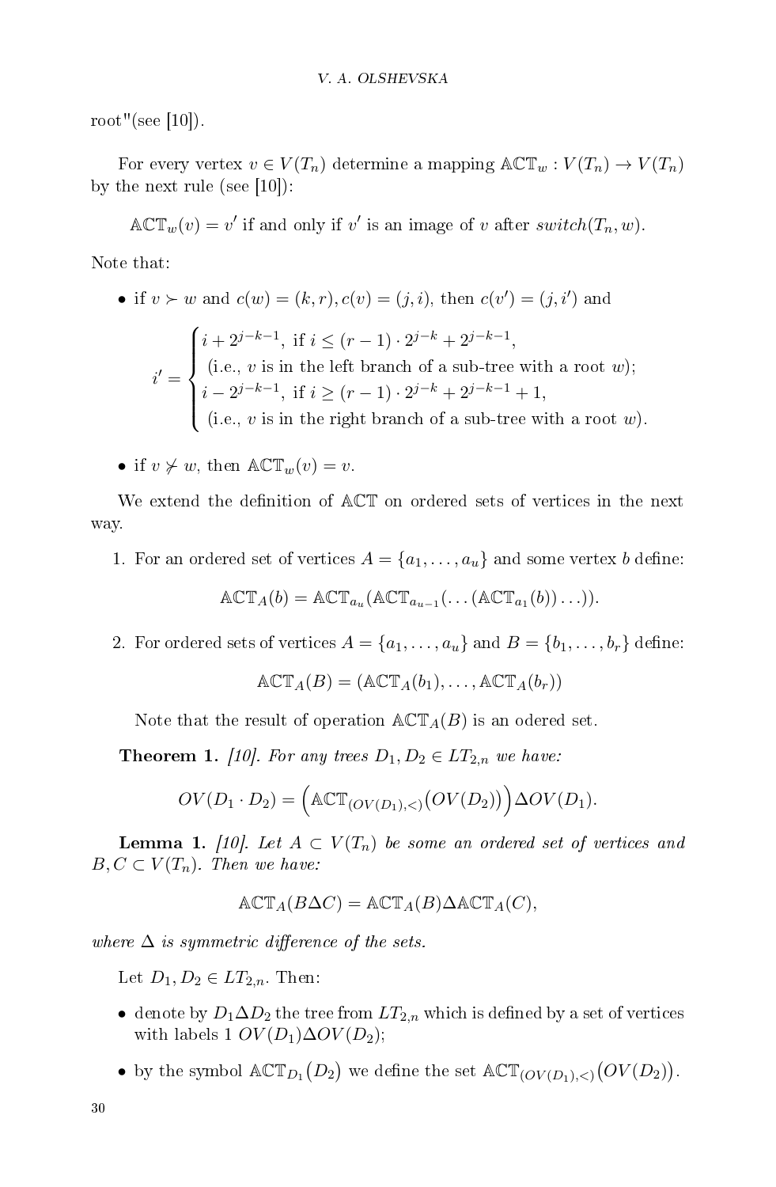root"(see [10]).

For every vertex $v \in V(T_n)$ determine a mapping $\mathbb{ACT}_w : V(T_n) \to V(T_n)$ by the next rule (see [10]):

$$\mathbb{ACT}_w(v) = v' \text{ if and only if } v' \text{ is an image of } v \text{ after } switch(T_n, w).$$

Note that:

- if $v \succ w$ and $c(w) = (k, r), c(v) = (j, i)$, then $c(v') = (j, i')$ and

$$i' = \begin{cases} i + 2^{j-k-1}, \text{ if } i \leq (r-1) \cdot 2^{j-k} + 2^{j-k-1}, \\ \text{ (i.e., } v \text{ is in the left branch of a sub-tree with a root } w); \\ i - 2^{j-k-1}, \text{ if } i \geq (r-1) \cdot 2^{j-k} + 2^{j-k-1} + 1, \\ \text{ (i.e., } v \text{ is in the right branch of a sub-tree with a root } w). \end{cases}$$

- if $v \not\succ w$, then $\mathbb{ACT}_w(v) = v$.

We extend the definition of $\mathbb{ACT}$ on ordered sets of vertices in the next way.

1. For an ordered set of vertices $A = \{a_1, \ldots, a_u\}$ and some vertex $b$ define:

$$\mathbb{ACT}_A(b) = \mathbb{ACT}_{a_u}(\mathbb{ACT}_{a_{u-1}}(\ldots(\mathbb{ACT}_{a_1}(b))\ldots)).$$

2. For ordered sets of vertices $A = \{a_1, \ldots, a_u\}$ and $B = \{b_1, \ldots, b_r\}$ define:

$$\mathbb{ACT}_A(B) = (\mathbb{ACT}_A(b_1), \ldots, \mathbb{ACT}_A(b_r))$$

   Note that the result of operation $\mathbb{ACT}_A(B)$ is an odered set.

**Theorem 1.** *[10]. For any trees $D_1, D_2 \in LT_{2,n}$ we have:*

$$OV(D_1 \cdot D_2) = \Big(\mathbb{ACT}_{(OV(D_1),<)}\big(OV(D_2)\big)\Big)\Delta OV(D_1).$$

**Lemma 1.** *[10]. Let $A \subset V(T_n)$ be some an ordered set of vertices and $B, C \subset V(T_n)$. Then we have:*

$$\mathbb{ACT}_A(B\Delta C) = \mathbb{ACT}_A(B)\Delta\mathbb{ACT}_A(C),$$

*where $\Delta$ is symmetric difference of the sets.*

Let $D_1, D_2 \in LT_{2,n}$. Then:

- denote by $D_1\Delta D_2$ the tree from $LT_{2,n}$ which is defined by a set of vertices with labels 1 $OV(D_1)\Delta OV(D_2)$;
- by the symbol $\mathbb{ACT}_{D_1}\big(D_2\big)$ we define the set $\mathbb{ACT}_{(OV(D_1),<)}\big(OV(D_2)\big)$.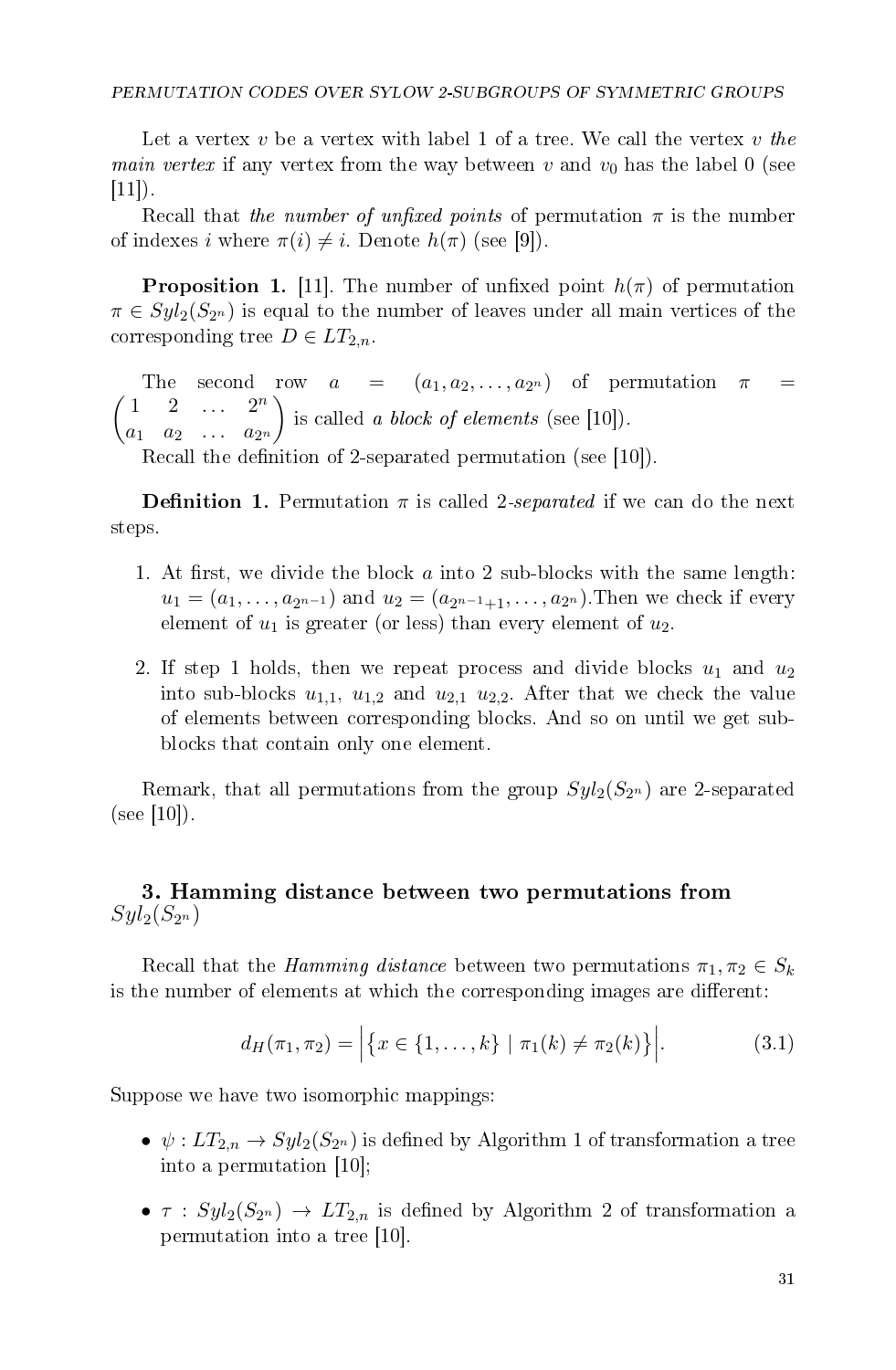Let a vertex $v$ be a vertex with label 1 of a tree. We call the vertex $v$ *the main vertex* if any vertex from the way between $v$ and $v_0$ has the label 0 (see [11]).

Recall that *the number of unfixed points* of permutation $\pi$ is the number of indexes $i$ where $\pi(i) \neq i$. Denote $h(\pi)$ (see [9]).

**Proposition 1.** [11]. The number of unfixed point $h(\pi)$ of permutation $\pi \in Syl_2(S_{2^n})$ is equal to the number of leaves under all main vertices of the corresponding tree $D \in LT_{2,n}$.

The second row $a = (a_1, a_2, \ldots, a_{2^n})$ of permutation $\pi = \begin{pmatrix} 1 & 2 & \ldots & 2^n \\ a_1 & a_2 & \ldots & a_{2^n} \end{pmatrix}$ is called *a block of elements* (see [10]).

Recall the definition of 2-separated permutation (see [10]).

**Definition 1.** Permutation $\pi$ is called *2-separated* if we can do the next steps.

1. At first, we divide the block $a$ into 2 sub-blocks with the same length: $u_1 = (a_1, \ldots, a_{2^{n-1}})$ and $u_2 = (a_{2^{n-1}+1}, \ldots, a_{2^n})$.Then we check if every element of $u_1$ is greater (or less) than every element of $u_2$.
2. If step 1 holds, then we repeat process and divide blocks $u_1$ and $u_2$ into sub-blocks $u_{1,1}$, $u_{1,2}$ and $u_{2,1}$ $u_{2,2}$. After that we check the value of elements between corresponding blocks. And so on until we get sub-blocks that contain only one element.

Remark, that all permutations from the group $Syl_2(S_{2^n})$ are 2-separated (see [10]).

## 3. Hamming distance between two permutations from $Syl_2(S_{2^n})$

Recall that the *Hamming distance* between two permutations $\pi_1, \pi_2 \in S_k$ is the number of elements at which the corresponding images are different:

$$d_H(\pi_1, \pi_2) = \Big|\{x \in \{1, \ldots, k\} \mid \pi_1(k) \neq \pi_2(k)\}\Big|. \tag{3.1}$$

Suppose we have two isomorphic mappings:

- $\psi : LT_{2,n} \to Syl_2(S_{2^n})$ is defined by Algorithm 1 of transformation a tree into a permutation [10];
- $\tau : Syl_2(S_{2^n}) \to LT_{2,n}$ is defined by Algorithm 2 of transformation a permutation into a tree [10].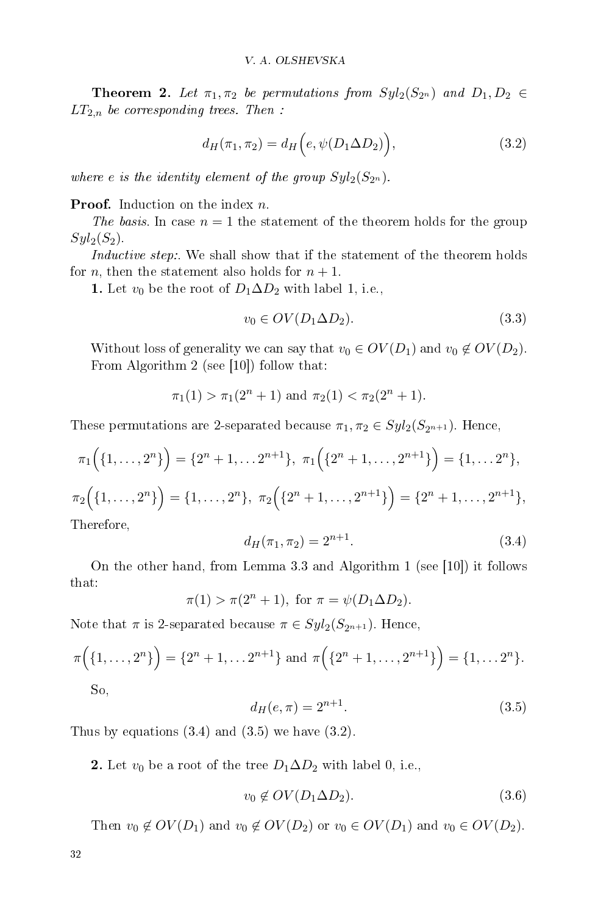**Theorem 2.** *Let $\pi_1, \pi_2$ be permutations from $Syl_2(S_{2^n})$ and $D_1, D_2 \in LT_{2,n}$ be corresponding trees. Then :*

$$d_H(\pi_1, \pi_2) = d_H\Big(e, \psi(D_1 \Delta D_2)\Big), \tag{3.2}$$

*where $e$ is the identity element of the group $Syl_2(S_{2^n})$.*

**Proof.** Induction on the index $n$.

*The basis.* In case $n = 1$ the statement of the theorem holds for the group $Syl_2(S_2)$.

*Inductive step:*. We shall show that if the statement of the theorem holds for $n$, then the statement also holds for $n + 1$.

**1.** Let $v_0$ be the root of $D_1 \Delta D_2$ with label 1, i.e.,

$$v_0 \in OV(D_1 \Delta D_2). \tag{3.3}$$

Without loss of generality we can say that $v_0 \in OV(D_1)$ and $v_0 \notin OV(D_2)$. From Algorithm 2 (see [10]) follow that:

$$\pi_1(1) > \pi_1(2^n + 1) \text{ and } \pi_2(1) < \pi_2(2^n + 1).$$

These permutations are 2-separated because $\pi_1, \pi_2 \in Syl_2(S_{2^{n+1}})$. Hence,

$$\pi_1\Big(\{1, \ldots, 2^n\}\Big) = \{2^n + 1, \ldots 2^{n+1}\},\ \pi_1\Big(\{2^n + 1, \ldots, 2^{n+1}\}\Big) = \{1, \ldots 2^n\},$$

$$\pi_2\Big(\{1, \ldots, 2^n\}\Big) = \{1, \ldots, 2^n\},\ \pi_2\Big(\{2^n + 1, \ldots, 2^{n+1}\}\Big) = \{2^n + 1, \ldots, 2^{n+1}\},$$

Therefore,

$$d_H(\pi_1, \pi_2) = 2^{n+1}. \tag{3.4}$$

On the other hand, from Lemma 3.3 and Algorithm 1 (see [10]) it follows that:

$$\pi(1) > \pi(2^n + 1), \text{ for } \pi = \psi(D_1 \Delta D_2).$$

Note that $\pi$ is 2-separated because $\pi \in Syl_2(S_{2^{n+1}})$. Hence,

$$\pi\Big(\{1, \ldots, 2^n\}\Big) = \{2^n + 1, \ldots 2^{n+1}\} \text{ and } \pi\Big(\{2^n + 1, \ldots, 2^{n+1}\}\Big) = \{1, \ldots 2^n\}.$$

So,

$$d_H(e, \pi) = 2^{n+1}. \tag{3.5}$$

Thus by equations (3.4) and (3.5) we have (3.2).

**2.** Let $v_0$ be a root of the tree $D_1 \Delta D_2$ with label 0, i.e.,

$$v_0 \notin OV(D_1 \Delta D_2). \tag{3.6}$$

Then $v_0 \notin OV(D_1)$ and $v_0 \notin OV(D_2)$ or $v_0 \in OV(D_1)$ and $v_0 \in OV(D_2)$.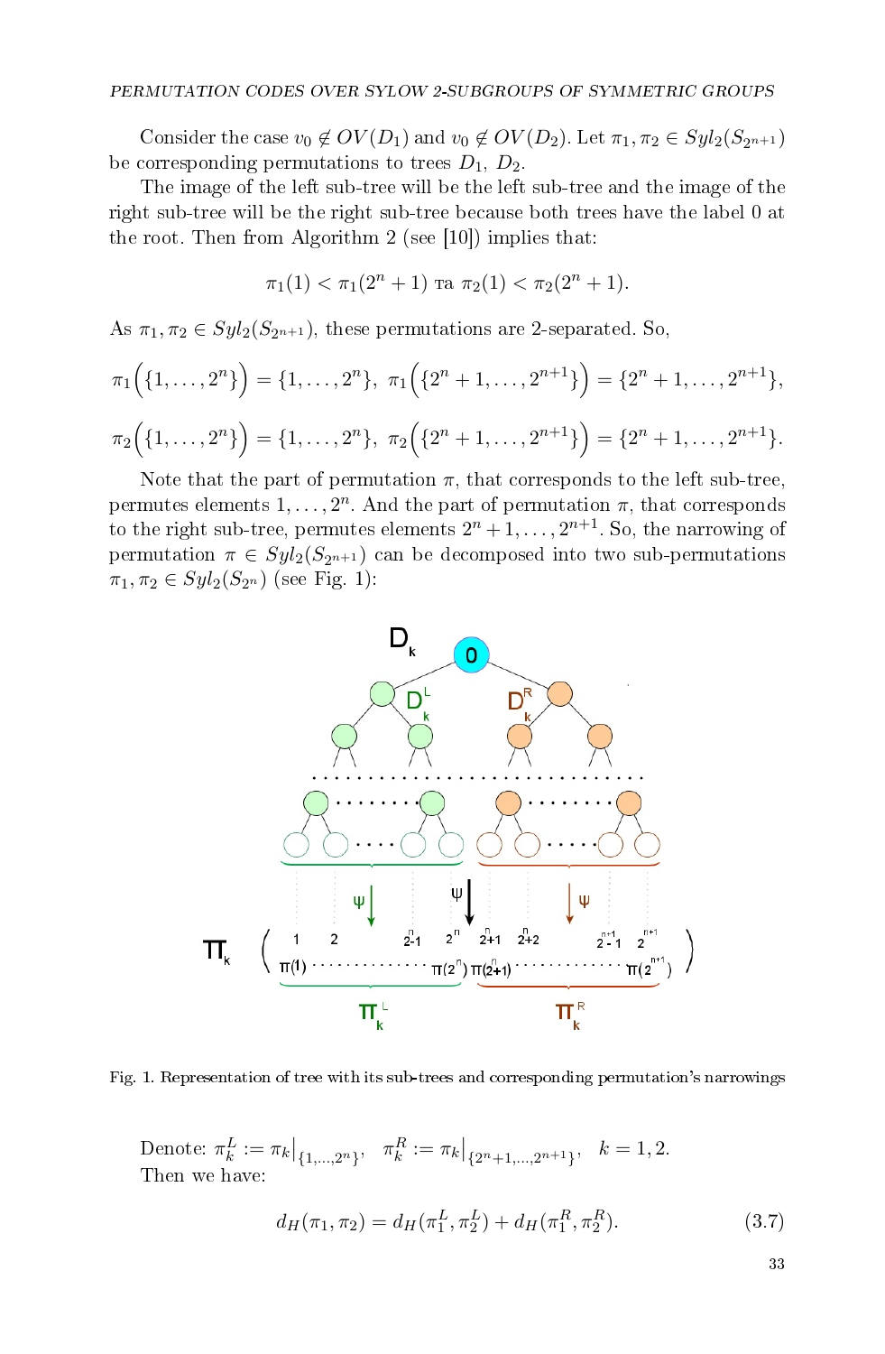Consider the case $v_0 \notin OV(D_1)$ and $v_0 \notin OV(D_2)$. Let $\pi_1, \pi_2 \in Syl_2(S_{2^{n+1}})$ be corresponding permutations to trees $D_1$, $D_2$.

The image of the left sub-tree will be the left sub-tree and the image of the right sub-tree will be the right sub-tree because both trees have the label 0 at the root. Then from Algorithm 2 (see [10]) implies that:

$$\pi_1(1) < \pi_1(2^n + 1) \text{ та } \pi_2(1) < \pi_2(2^n + 1).$$

As $\pi_1, \pi_2 \in Syl_2(S_{2^{n+1}})$, these permutations are 2-separated. So,

$$\pi_1\Big(\{1, \ldots, 2^n\}\Big) = \{1, \ldots, 2^n\},\ \pi_1\Big(\{2^n + 1, \ldots, 2^{n+1}\}\Big) = \{2^n + 1, \ldots, 2^{n+1}\},$$

$$\pi_2\Big(\{1, \ldots, 2^n\}\Big) = \{1, \ldots, 2^n\},\ \pi_2\Big(\{2^n + 1, \ldots, 2^{n+1}\}\Big) = \{2^n + 1, \ldots, 2^{n+1}\}.$$

Note that the part of permutation $\pi$, that corresponds to the left sub-tree, permutes elements $1, \ldots, 2^n$. And the part of permutation $\pi$, that corresponds to the right sub-tree, permutes elements $2^n + 1, \ldots, 2^{n+1}$. So, the narrowing of permutation $\pi \in Syl_2(S_{2^{n+1}})$ can be decomposed into two sub-permutations $\pi_1, \pi_2 \in Syl_2(S_{2^n})$ (see Fig. 1):

Fig. 1. Representation of tree with its sub-trees and corresponding permutation's narrowings

Denote: $\pi_k^L := \pi_k\big|_{\{1,\ldots,2^n\}}$, $\quad \pi_k^R := \pi_k\big|_{\{2^n+1,\ldots,2^{n+1}\}}$, $\quad k = 1, 2$.
Then we have:

$$d_H(\pi_1, \pi_2) = d_H(\pi_1^L, \pi_2^L) + d_H(\pi_1^R, \pi_2^R). \tag{3.7}$$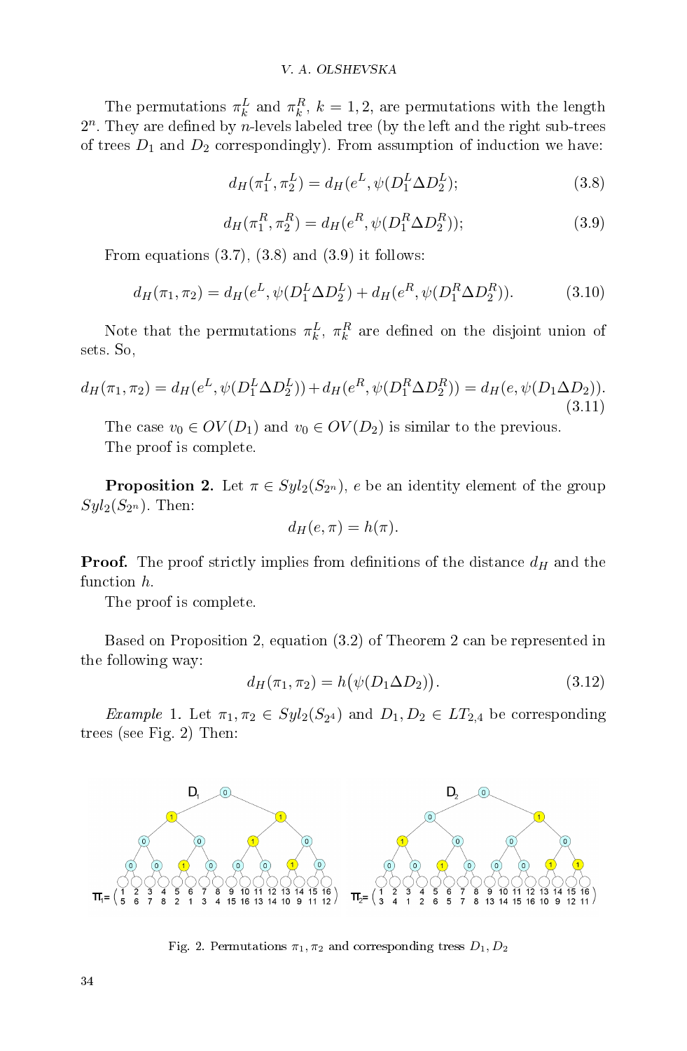The permutations $\pi_k^L$ and $\pi_k^R$, $k = 1, 2$, are permutations with the length $2^n$. They are defined by $n$-levels labeled tree (by the left and the right sub-trees of trees $D_1$ and $D_2$ correspondingly). From assumption of induction we have:

$$d_H(\pi_1^L, \pi_2^L) = d_H(e^L, \psi(D_1^L \Delta D_2^L); \tag{3.8}$$

$$d_H(\pi_1^R, \pi_2^R) = d_H(e^R, \psi(D_1^R \Delta D_2^R)); \tag{3.9}$$

From equations (3.7), (3.8) and (3.9) it follows:

$$d_H(\pi_1, \pi_2) = d_H(e^L, \psi(D_1^L \Delta D_2^L) + d_H(e^R, \psi(D_1^R \Delta D_2^R)). \tag{3.10}$$

Note that the permutations $\pi_k^L$, $\pi_k^R$ are defined on the disjoint union of sets. So,

$$d_H(\pi_1, \pi_2) = d_H(e^L, \psi(D_1^L \Delta D_2^L)) + d_H(e^R, \psi(D_1^R \Delta D_2^R)) = d_H(e, \psi(D_1 \Delta D_2)). \tag{3.11}$$

The case $v_0 \in OV(D_1)$ and $v_0 \in OV(D_2)$ is similar to the previous.

The proof is complete.

**Proposition 2.** Let $\pi \in Syl_2(S_{2^n})$, $e$ be an identity element of the group $Syl_2(S_{2^n})$. Then:

$$d_H(e, \pi) = h(\pi).$$

**Proof.** The proof strictly implies from definitions of the distance $d_H$ and the function $h$.

The proof is complete.

Based on Proposition 2, equation (3.2) of Theorem 2 can be represented in the following way:

$$d_H(\pi_1, \pi_2) = h\big(\psi(D_1 \Delta D_2)\big). \tag{3.12}$$

*Example* 1. Let $\pi_1, \pi_2 \in Syl_2(S_{2^4})$ and $D_1, D_2 \in LT_{2,4}$ be corresponding trees (see Fig. 2) Then:

$$\pi_1 = \begin{pmatrix} 1 & 2 & 3 & 4 & 5 & 6 & 7 & 8 & 9 & 10 & 11 & 12 & 13 & 14 & 15 & 16 \\ 5 & 6 & 7 & 8 & 2 & 1 & 3 & 4 & 15 & 16 & 13 & 14 & 10 & 9 & 11 & 12 \end{pmatrix} \quad \pi_2 = \begin{pmatrix} 1 & 2 & 3 & 4 & 5 & 6 & 7 & 8 & 9 & 10 & 11 & 12 & 13 & 14 & 15 & 16 \\ 3 & 4 & 1 & 2 & 6 & 5 & 7 & 8 & 13 & 14 & 15 & 16 & 10 & 9 & 12 & 11 \end{pmatrix}$$

Fig. 2. Permutations $\pi_1, \pi_2$ and corresponding tress $D_1, D_2$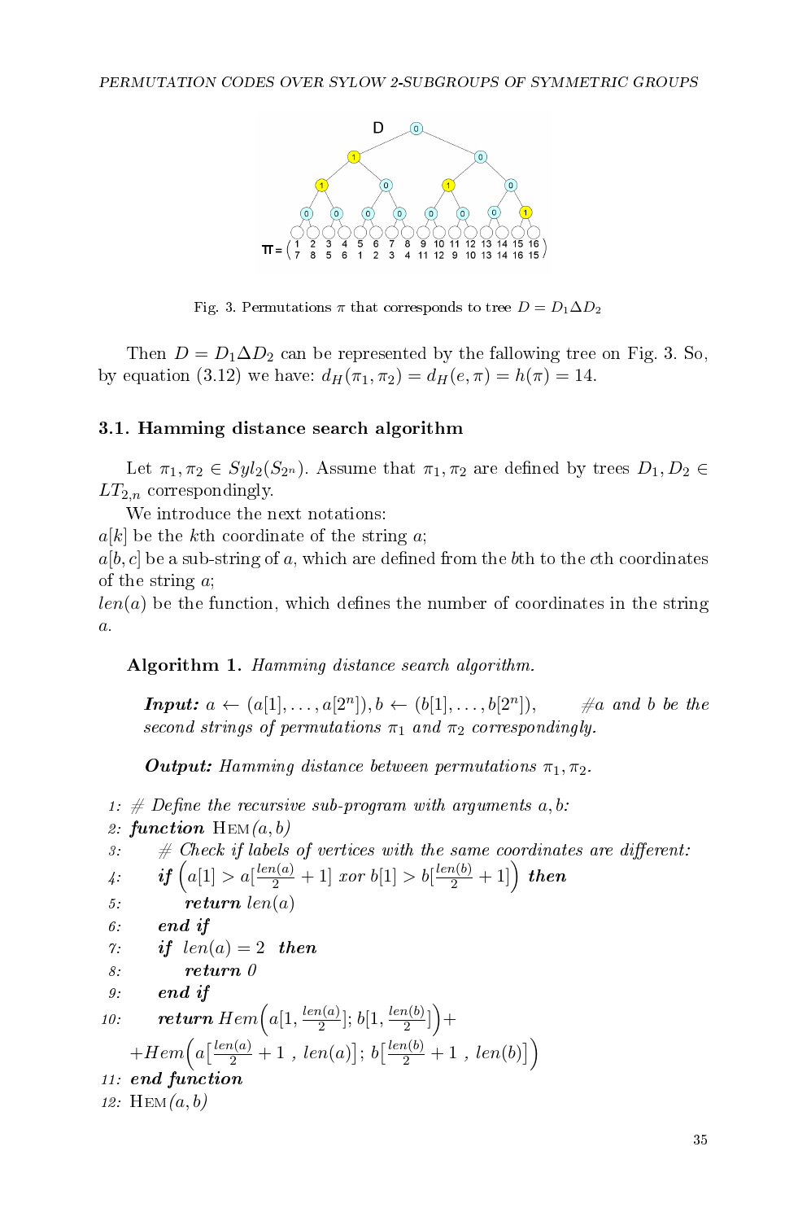D

$\pi = \begin{pmatrix} 1 & 2 & 3 & 4 & 5 & 6 & 7 & 8 & 9 & 10 & 11 & 12 & 13 & 14 & 15 & 16 \\ 7 & 8 & 5 & 6 & 1 & 2 & 3 & 4 & 11 & 12 & 9 & 10 & 13 & 14 & 16 & 15 \end{pmatrix}$

Fig. 3. Permutations $\pi$ that corresponds to tree $D = D_1 \Delta D_2$

Then $D = D_1 \Delta D_2$ can be represented by the fallowing tree on Fig. 3. So, by equation (3.12) we have: $d_H(\pi_1, \pi_2) = d_H(e, \pi) = h(\pi) = 14$.

### 3.1. Hamming distance search algorithm

Let $\pi_1, \pi_2 \in Syl_2(S_{2^n})$. Assume that $\pi_1, \pi_2$ are defined by trees $D_1, D_2 \in LT_{2,n}$ correspondingly.

We introduce the next notations:
$a[k]$ be the $k$th coordinate of the string $a$;
$a[b, c]$ be a sub-string of $a$, which are defined from the $b$th to the $c$th coordinates of the string $a$;
$len(a)$ be the function, which defines the number of coordinates in the string $a$.

**Algorithm 1.** *Hamming distance search algorithm.*

***Input:*** $a \leftarrow (a[1], \ldots, a[2^n]), b \leftarrow (b[1], \ldots, b[2^n])$, *#a and b be the second strings of permutations $\pi_1$ and $\pi_2$ correspondingly.*

***Output:*** *Hamming distance between permutations $\pi_1, \pi_2$.*

```
1:  # Define the recursive sub-program with arguments a, b:
2:  function HEM(a, b)
3:      # Check if labels of vertices with the same coordinates are different:
4:      if (a[1] > a[len(a)/2 + 1] xor b[1] > b[len(b)/2 + 1]) then
5:          return len(a)
6:      end if
7:      if len(a) = 2 then
8:          return 0
9:      end if
10:     return Hem(a[1, len(a)/2]; b[1, len(b)/2]) +
        +Hem(a[len(a)/2 + 1 , len(a)]; b[len(b)/2 + 1 , len(b)])
11: end function
12: HEM(a, b)
```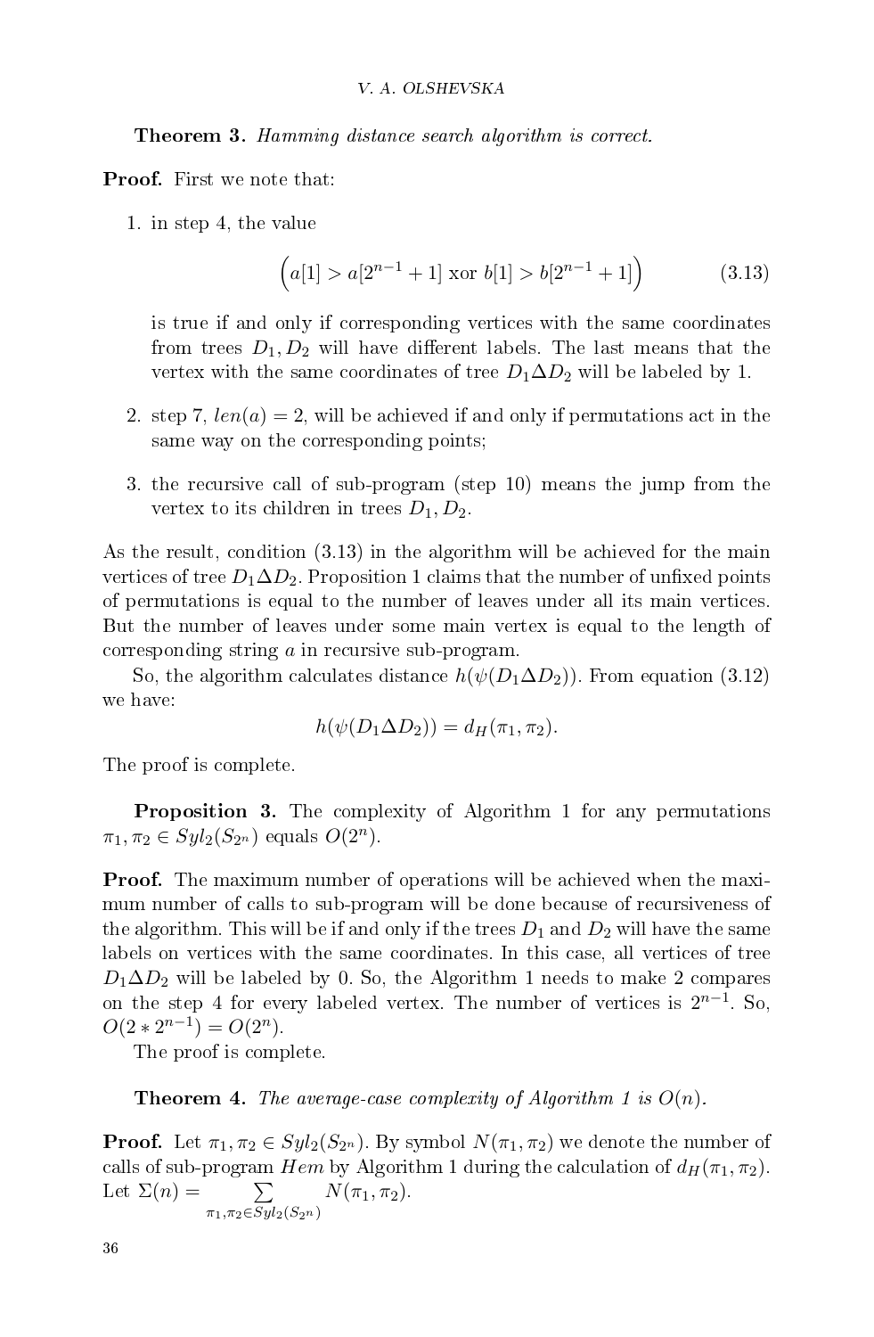**Theorem 3.** *Hamming distance search algorithm is correct.*

**Proof.** First we note that:

1. in step 4, the value

$$\Big(a[1] > a[2^{n-1}+1] \text{ xor } b[1] > b[2^{n-1}+1]\Big) \tag{3.13}$$

   is true if and only if corresponding vertices with the same coordinates from trees $D_1, D_2$ will have different labels. The last means that the vertex with the same coordinates of tree $D_1 \Delta D_2$ will be labeled by 1.

2. step 7, $len(a) = 2$, will be achieved if and only if permutations act in the same way on the corresponding points;

3. the recursive call of sub-program (step 10) means the jump from the vertex to its children in trees $D_1, D_2$.

As the result, condition (3.13) in the algorithm will be achieved for the main vertices of tree $D_1 \Delta D_2$. Proposition 1 claims that the number of unfixed points of permutations is equal to the number of leaves under all its main vertices. But the number of leaves under some main vertex is equal to the length of corresponding string $a$ in recursive sub-program.

So, the algorithm calculates distance $h(\psi(D_1 \Delta D_2))$. From equation (3.12) we have:

$$h(\psi(D_1 \Delta D_2)) = d_H(\pi_1, \pi_2).$$

The proof is complete.

**Proposition 3.** The complexity of Algorithm 1 for any permutations $\pi_1, \pi_2 \in Syl_2(S_{2^n})$ equals $O(2^n)$.

**Proof.** The maximum number of operations will be achieved when the maximum number of calls to sub-program will be done because of recursiveness of the algorithm. This will be if and only if the trees $D_1$ and $D_2$ will have the same labels on vertices with the same coordinates. In this case, all vertices of tree $D_1 \Delta D_2$ will be labeled by 0. So, the Algorithm 1 needs to make 2 compares on the step 4 for every labeled vertex. The number of vertices is $2^{n-1}$. So, $O(2 * 2^{n-1}) = O(2^n)$.

The proof is complete.

**Theorem 4.** *The average-case complexity of Algorithm 1 is $O(n)$.*

**Proof.** Let $\pi_1, \pi_2 \in Syl_2(S_{2^n})$. By symbol $N(\pi_1, \pi_2)$ we denote the number of calls of sub-program $Hem$ by Algorithm 1 during the calculation of $d_H(\pi_1, \pi_2)$. Let $\Sigma(n) = \sum\limits_{\pi_1, \pi_2 \in Syl_2(S_{2^n})} N(\pi_1, \pi_2)$.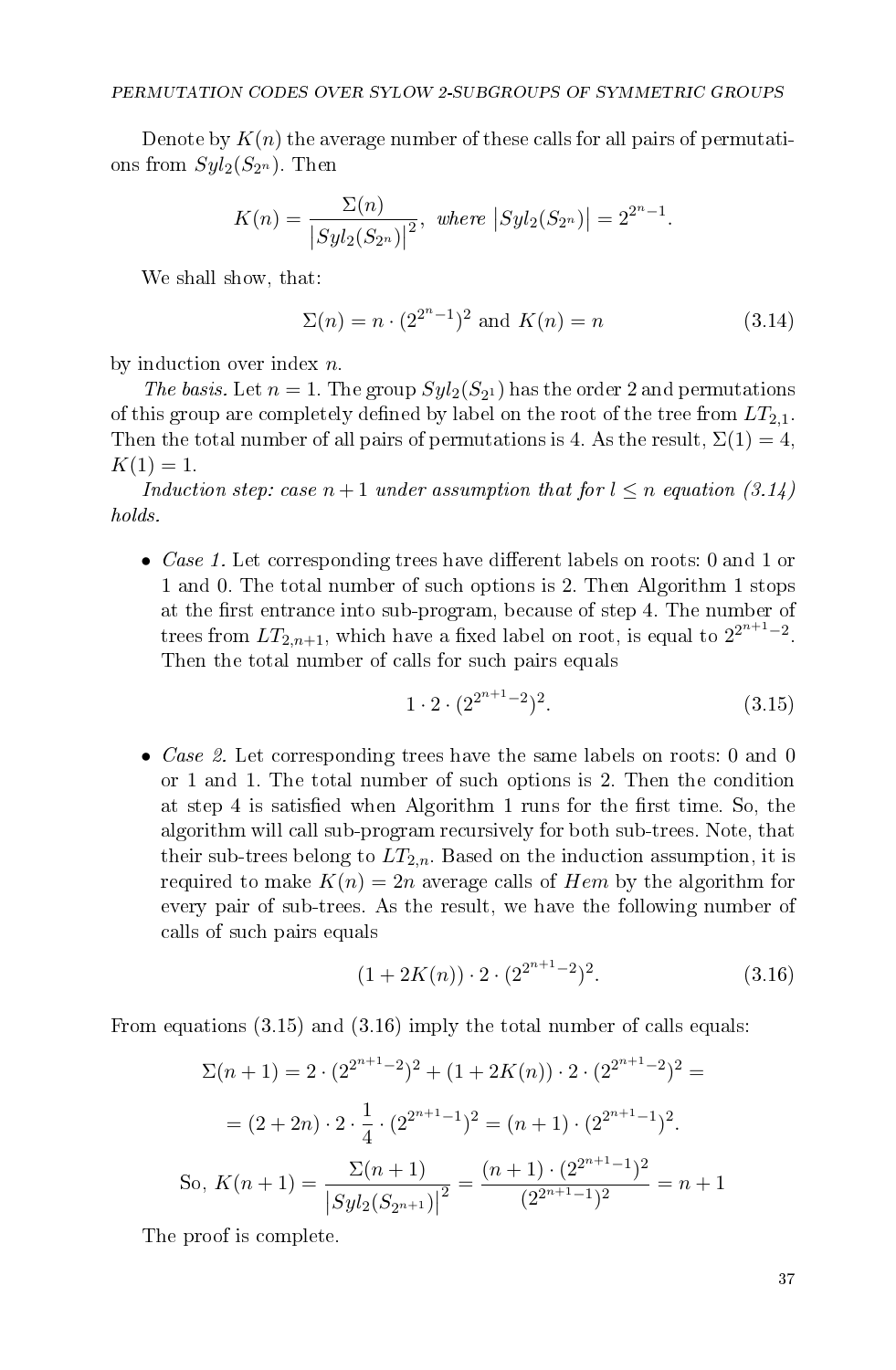Denote by $K(n)$ the average number of these calls for all pairs of permutations from $Syl_2(S_{2^n})$. Then

$$K(n) = \frac{\Sigma(n)}{\left|Syl_2(S_{2^n})\right|^2}, \text{ where } \left|Syl_2(S_{2^n})\right| = 2^{2^n-1}.$$

We shall show, that:

$$\Sigma(n) = n \cdot (2^{2^n-1})^2 \text{ and } K(n) = n \tag{3.14}$$

by induction over index $n$.

*The basis.* Let $n = 1$. The group $Syl_2(S_{2^1})$ has the order 2 and permutations of this group are completely defined by label on the root of the tree from $LT_{2,1}$. Then the total number of all pairs of permutations is 4. As the result, $\Sigma(1) = 4$, $K(1) = 1$.

*Induction step: case $n+1$ under assumption that for $l \leq n$ equation (3.14) holds.*

- *Case 1.* Let corresponding trees have different labels on roots: 0 and 1 or 1 and 0. The total number of such options is 2. Then Algorithm 1 stops at the first entrance into sub-program, because of step 4. The number of trees from $LT_{2,n+1}$, which have a fixed label on root, is equal to $2^{2^{n+1}-2}$. Then the total number of calls for such pairs equals

$$1 \cdot 2 \cdot (2^{2^{n+1}-2})^2. \tag{3.15}$$

- *Case 2.* Let corresponding trees have the same labels on roots: 0 and 0 or 1 and 1. The total number of such options is 2. Then the condition at step 4 is satisfied when Algorithm 1 runs for the first time. So, the algorithm will call sub-program recursively for both sub-trees. Note, that their sub-trees belong to $LT_{2,n}$. Based on the induction assumption, it is required to make $K(n) = 2n$ average calls of $Hem$ by the algorithm for every pair of sub-trees. As the result, we have the following number of calls of such pairs equals

$$(1 + 2K(n)) \cdot 2 \cdot (2^{2^{n+1}-2})^2. \tag{3.16}$$

From equations (3.15) and (3.16) imply the total number of calls equals:

$$\Sigma(n+1) = 2 \cdot (2^{2^{n+1}-2})^2 + (1 + 2K(n)) \cdot 2 \cdot (2^{2^{n+1}-2})^2 =$$

$$= (2 + 2n) \cdot 2 \cdot \frac{1}{4} \cdot (2^{2^{n+1}-1})^2 = (n+1) \cdot (2^{2^{n+1}-1})^2.$$

$$\text{So, } K(n+1) = \frac{\Sigma(n+1)}{\left|Syl_2(S_{2^{n+1}})\right|^2} = \frac{(n+1) \cdot (2^{2^{n+1}-1})^2}{(2^{2^{n+1}-1})^2} = n+1$$

The proof is complete.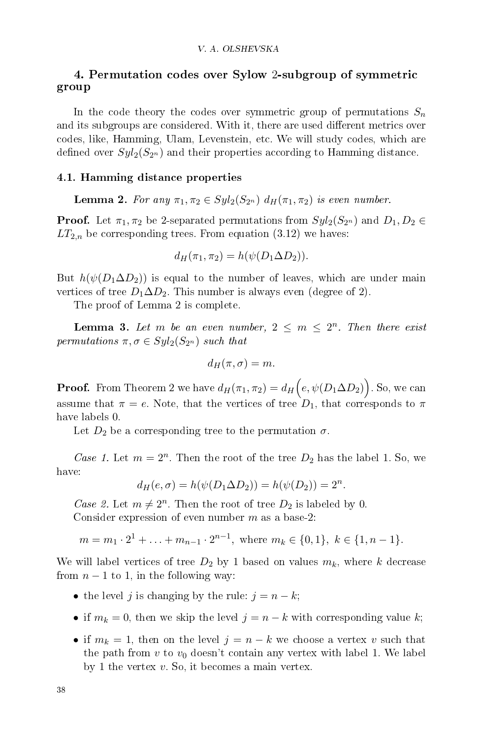## 4. Permutation codes over Sylow 2-subgroup of symmetric group

In the code theory the codes over symmetric group of permutations $S_n$ and its subgroups are considered. With it, there are used different metrics over codes, like, Hamming, Ulam, Levenstein, etc. We will study codes, which are defined over $Syl_2(S_{2^n})$ and their properties according to Hamming distance.

### 4.1. Hamming distance properties

**Lemma 2.** *For any $\pi_1, \pi_2 \in Syl_2(S_{2^n})$ $d_H(\pi_1, \pi_2)$ is even number.*

**Proof.** Let $\pi_1, \pi_2$ be 2-separated permutations from $Syl_2(S_{2^n})$ and $D_1, D_2 \in LT_{2,n}$ be corresponding trees. From equation (3.12) we haves:

$$d_H(\pi_1, \pi_2) = h(\psi(D_1 \Delta D_2)).$$

But $h(\psi(D_1 \Delta D_2))$ is equal to the number of leaves, which are under main vertices of tree $D_1 \Delta D_2$. This number is always even (degree of 2).

The proof of Lemma 2 is complete.

**Lemma 3.** *Let $m$ be an even number, $2 \leq m \leq 2^n$. Then there exist permutations $\pi, \sigma \in Syl_2(S_{2^n})$ such that*

$$d_H(\pi, \sigma) = m.$$

**Proof.** From Theorem 2 we have $d_H(\pi_1, \pi_2) = d_H\Big(e, \psi(D_1 \Delta D_2)\Big)$. So, we can assume that $\pi = e$. Note, that the vertices of tree $D_1$, that corresponds to $\pi$ have labels 0.

Let $D_2$ be a corresponding tree to the permutation $\sigma$.

*Case 1.* Let $m = 2^n$. Then the root of the tree $D_2$ has the label 1. So, we have:

$$d_H(e, \sigma) = h(\psi(D_1 \Delta D_2)) = h(\psi(D_2)) = 2^n.$$

*Case 2.* Let $m \neq 2^n$. Then the root of tree $D_2$ is labeled by 0.

Consider expression of even number $m$ as a base-2:

$$m = m_1 \cdot 2^1 + \ldots + m_{n-1} \cdot 2^{n-1}, \text{ where } m_k \in \{0, 1\},\ k \in \{1, n-1\}.$$

We will label vertices of tree $D_2$ by 1 based on values $m_k$, where $k$ decrease from $n-1$ to 1, in the following way:

- the level $j$ is changing by the rule: $j = n - k$;
- if $m_k = 0$, then we skip the level $j = n - k$ with corresponding value $k$;
- if $m_k = 1$, then on the level $j = n - k$ we choose a vertex $v$ such that the path from $v$ to $v_0$ doesn't contain any vertex with label 1. We label by 1 the vertex $v$. So, it becomes a main vertex.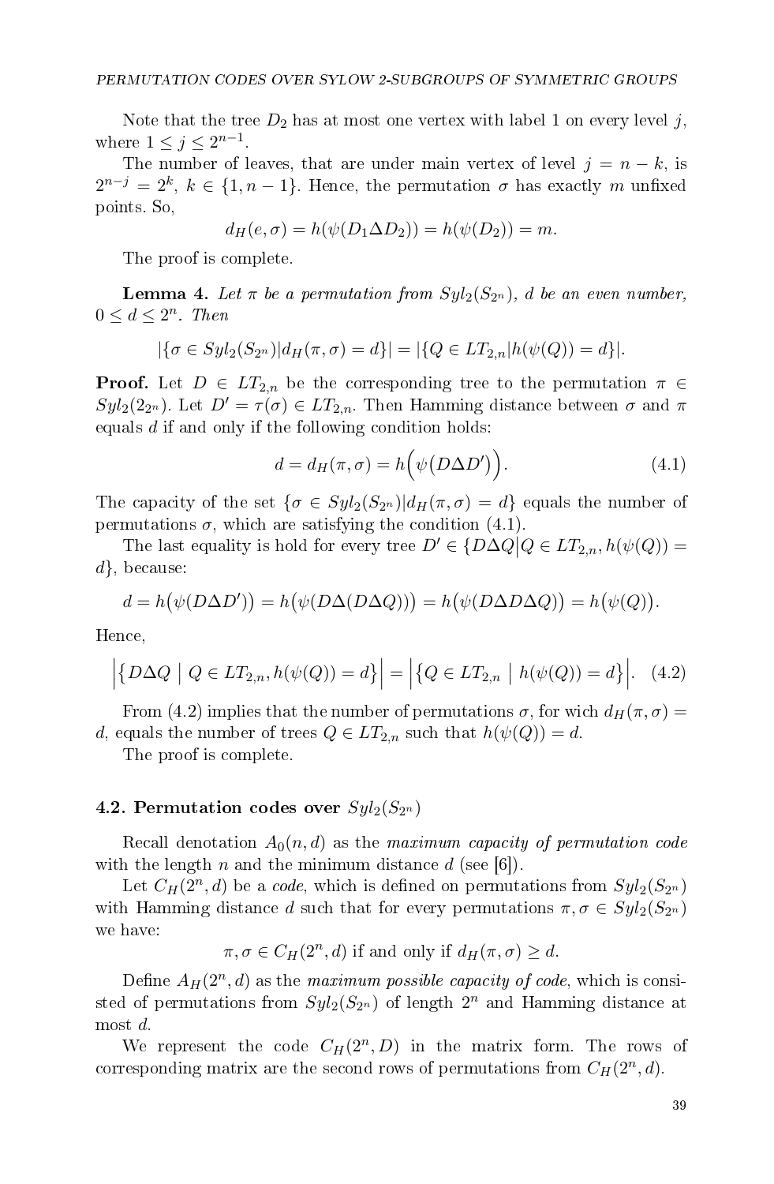Note that the tree $D_2$ has at most one vertex with label 1 on every level $j$, where $1 \leq j \leq 2^{n-1}$.

The number of leaves, that are under main vertex of level $j = n - k$, is $2^{n-j} = 2^k$, $k \in \{1, n-1\}$. Hence, the permutation $\sigma$ has exactly $m$ unfixed points. So,

$$d_H(e, \sigma) = h(\psi(D_1 \Delta D_2)) = h(\psi(D_2)) = m.$$

The proof is complete.

**Lemma 4.** *Let $\pi$ be a permutation from $Syl_2(S_{2^n})$, $d$ be an even number, $0 \leq d \leq 2^n$. Then*

$$|\{\sigma \in Syl_2(S_{2^n}) | d_H(\pi, \sigma) = d\}| = |\{Q \in LT_{2,n} | h(\psi(Q)) = d\}|.$$

**Proof.** Let $D \in LT_{2,n}$ be the corresponding tree to the permutation $\pi \in Syl_2(2_{2^n})$. Let $D' = \tau(\sigma) \in LT_{2,n}$. Then Hamming distance between $\sigma$ and $\pi$ equals $d$ if and only if the following condition holds:

$$d = d_H(\pi, \sigma) = h\Big(\psi\big(D \Delta D'\big)\Big). \tag{4.1}$$

The capacity of the set $\{\sigma \in Syl_2(S_{2^n}) | d_H(\pi, \sigma) = d\}$ equals the number of permutations $\sigma$, which are satisfying the condition (4.1).

The last equality is hold for every tree $D' \in \{D \Delta Q \big| Q \in LT_{2,n}, h(\psi(Q)) = d\}$, because:

$$d = h\big(\psi(D \Delta D')\big) = h\big(\psi(D \Delta (D \Delta Q))\big) = h\big(\psi(D \Delta D \Delta Q)\big) = h\big(\psi(Q)\big).$$

Hence,

$$\Big|\big\{D \Delta Q \;\big|\; Q \in LT_{2,n}, h(\psi(Q)) = d\big\}\Big| = \Big|\big\{Q \in LT_{2,n} \;\big|\; h(\psi(Q)) = d\big\}\Big|. \tag{4.2}$$

From (4.2) implies that the number of permutations $\sigma$, for wich $d_H(\pi, \sigma) = d$, equals the number of trees $Q \in LT_{2,n}$ such that $h(\psi(Q)) = d$.

The proof is complete.

### 4.2. Permutation codes over $Syl_2(S_{2^n})$

Recall denotation $A_0(n, d)$ as the *maximum capacity of permutation code* with the length $n$ and the minimum distance $d$ (see [6]).

Let $C_H(2^n, d)$ be a *code*, which is defined on permutations from $Syl_2(S_{2^n})$ with Hamming distance $d$ such that for every permutations $\pi, \sigma \in Syl_2(S_{2^n})$ we have:

$$\pi, \sigma \in C_H(2^n, d) \text{ if and only if } d_H(\pi, \sigma) \geq d.$$

Define $A_H(2^n, d)$ as the *maximum possible capacity of code*, which is consisted of permutations from $Syl_2(S_{2^n})$ of length $2^n$ and Hamming distance at most $d$.

We represent the code $C_H(2^n, D)$ in the matrix form. The rows of corresponding matrix are the second rows of permutations from $C_H(2^n, d)$.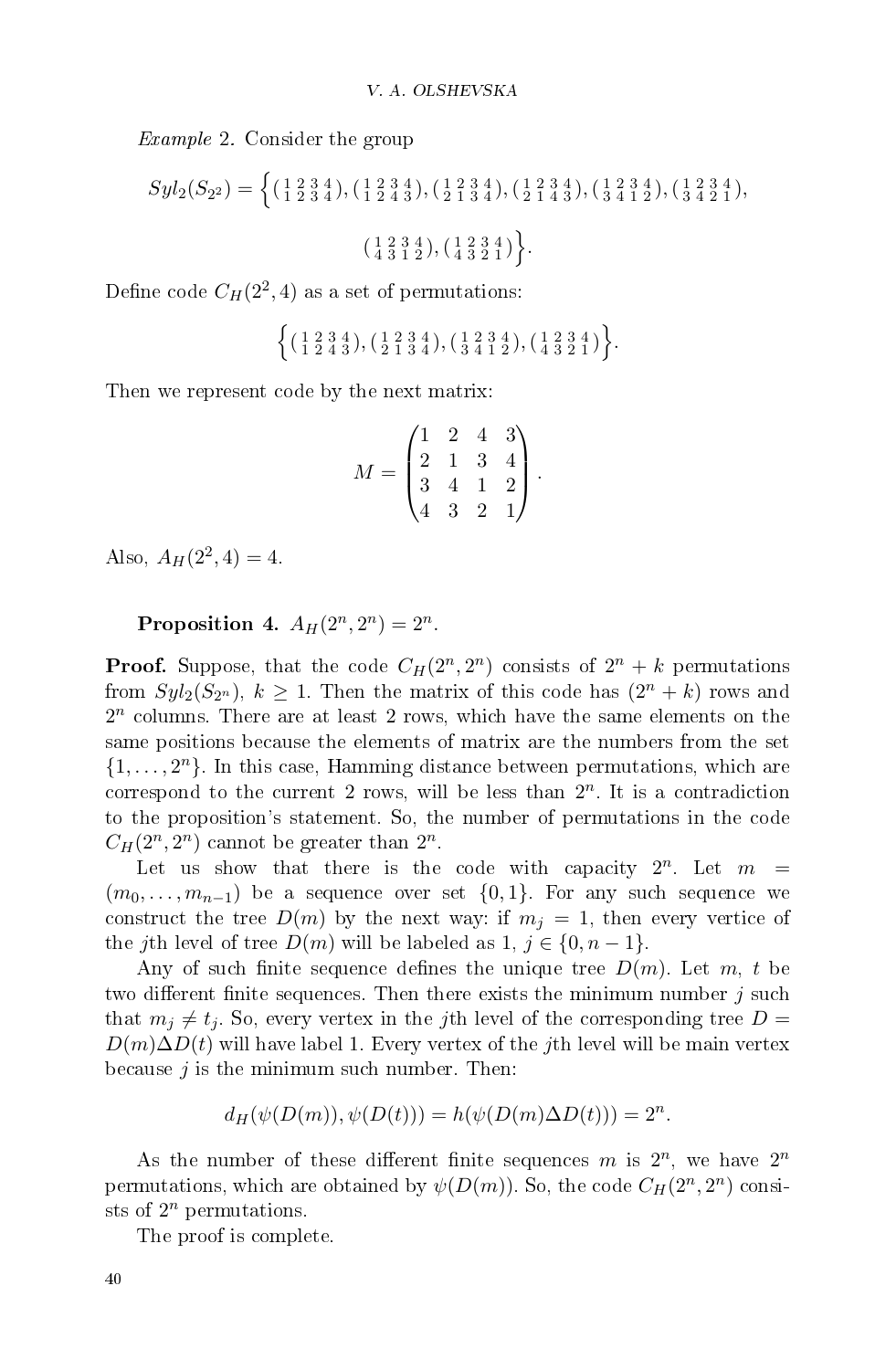*Example* 2. Consider the group

$$Syl_2(S_{2^2}) = \Big\{\left(\begin{smallmatrix}1&2&3&4\\1&2&3&4\end{smallmatrix}\right), \left(\begin{smallmatrix}1&2&3&4\\1&2&4&3\end{smallmatrix}\right), \left(\begin{smallmatrix}1&2&3&4\\2&1&3&4\end{smallmatrix}\right), \left(\begin{smallmatrix}1&2&3&4\\2&1&4&3\end{smallmatrix}\right), \left(\begin{smallmatrix}1&2&3&4\\3&4&1&2\end{smallmatrix}\right), \left(\begin{smallmatrix}1&2&3&4\\3&4&2&1\end{smallmatrix}\right),$$

$$\left(\begin{smallmatrix}1&2&3&4\\4&3&1&2\end{smallmatrix}\right), \left(\begin{smallmatrix}1&2&3&4\\4&3&2&1\end{smallmatrix}\right)\Big\}.$$

Define code $C_H(2^2, 4)$ as a set of permutations:

$$\Big\{\left(\begin{smallmatrix}1&2&3&4\\1&2&4&3\end{smallmatrix}\right), \left(\begin{smallmatrix}1&2&3&4\\2&1&3&4\end{smallmatrix}\right), \left(\begin{smallmatrix}1&2&3&4\\3&4&1&2\end{smallmatrix}\right), \left(\begin{smallmatrix}1&2&3&4\\4&3&2&1\end{smallmatrix}\right)\Big\}.$$

Then we represent code by the next matrix:

$$M = \begin{pmatrix} 1 & 2 & 4 & 3 \\ 2 & 1 & 3 & 4 \\ 3 & 4 & 1 & 2 \\ 4 & 3 & 2 & 1 \end{pmatrix}.$$

Also, $A_H(2^2, 4) = 4$.

**Proposition 4.** $A_H(2^n, 2^n) = 2^n$.

**Proof.** Suppose, that the code $C_H(2^n, 2^n)$ consists of $2^n + k$ permutations from $Syl_2(S_{2^n})$, $k \geq 1$. Then the matrix of this code has $(2^n + k)$ rows and $2^n$ columns. There are at least 2 rows, which have the same elements on the same positions because the elements of matrix are the numbers from the set $\{1, \dots, 2^n\}$. In this case, Hamming distance between permutations, which are correspond to the current 2 rows, will be less than $2^n$. It is a contradiction to the proposition's statement. So, the number of permutations in the code $C_H(2^n, 2^n)$ cannot be greater than $2^n$.

Let us show that there is the code with capacity $2^n$. Let $m = (m_0, \dots, m_{n-1})$ be a sequence over set $\{0, 1\}$. For any such sequence we construct the tree $D(m)$ by the next way: if $m_j = 1$, then every vertice of the $j$th level of tree $D(m)$ will be labeled as 1, $j \in \{0, n-1\}$.

Any of such finite sequence defines the unique tree $D(m)$. Let $m$, $t$ be two different finite sequences. Then there exists the minimum number $j$ such that $m_j \neq t_j$. So, every vertex in the $j$th level of the corresponding tree $D = D(m)\Delta D(t)$ will have label 1. Every vertex of the $j$th level will be main vertex because $j$ is the minimum such number. Then:

$$d_H(\psi(D(m)), \psi(D(t))) = h(\psi(D(m)\Delta D(t))) = 2^n.$$

As the number of these different finite sequences $m$ is $2^n$, we have $2^n$ permutations, which are obtained by $\psi(D(m))$. So, the code $C_H(2^n, 2^n)$ consists of $2^n$ permutations.

The proof is complete.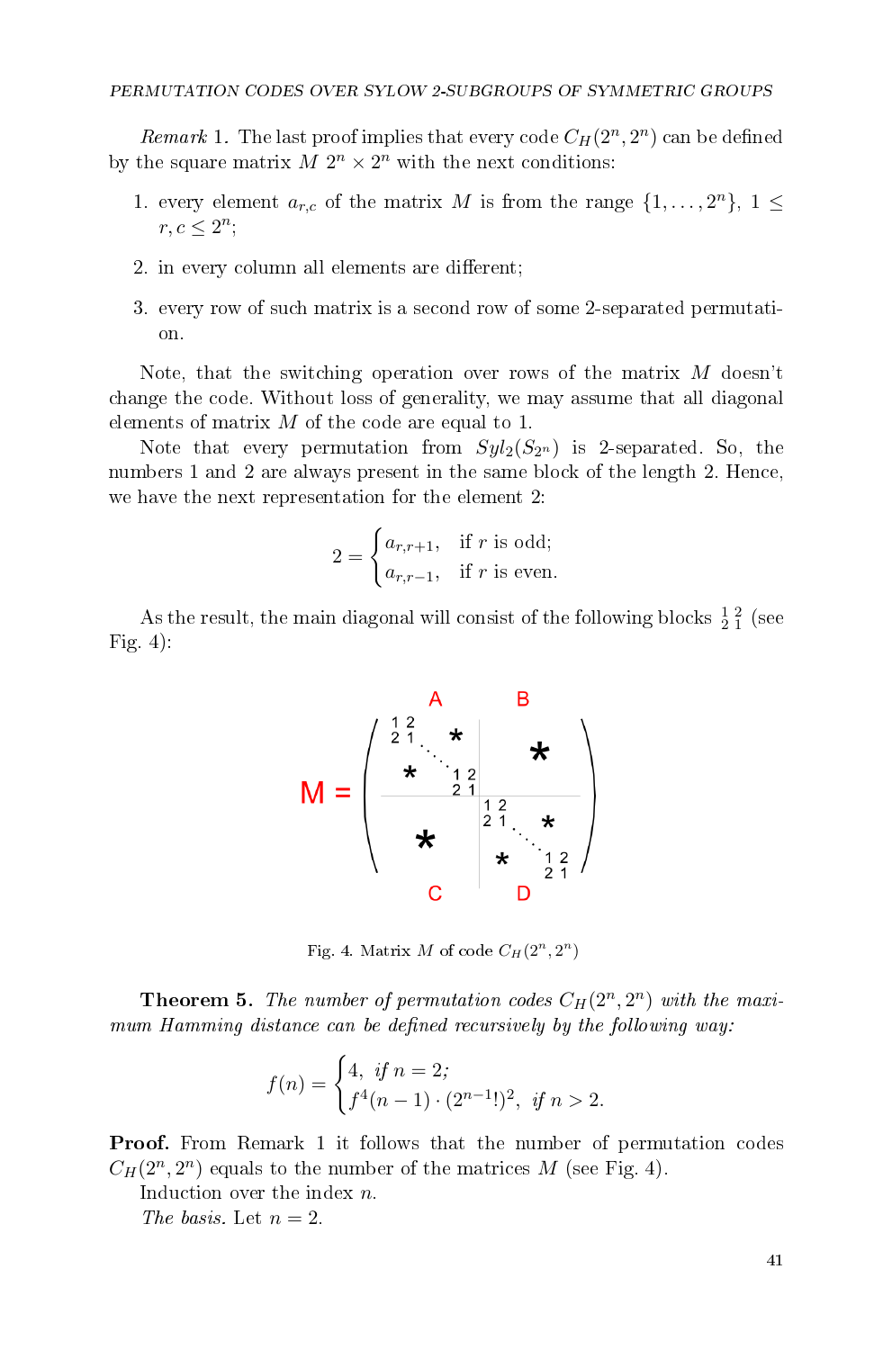*Remark* 1. The last proof implies that every code $C_H(2^n, 2^n)$ can be defined by the square matrix $M$ $2^n \times 2^n$ with the next conditions:

1. every element $a_{r,c}$ of the matrix $M$ is from the range $\{1, \dots, 2^n\}$, $1 \leq r, c \leq 2^n$;
2. in every column all elements are different;
3. every row of such matrix is a second row of some 2-separated permutation.

Note, that the switching operation over rows of the matrix $M$ doesn't change the code. Without loss of generality, we may assume that all diagonal elements of matrix $M$ of the code are equal to 1.

Note that every permutation from $Syl_2(S_{2^n})$ is 2-separated. So, the numbers 1 and 2 are always present in the same block of the length 2. Hence, we have the next representation for the element 2:

$$2 = \begin{cases} a_{r,r+1}, & \text{if } r \text{ is odd;} \\ a_{r,r-1}, & \text{if } r \text{ is even.} \end{cases}$$

As the result, the main diagonal will consist of the following blocks $\begin{smallmatrix} 1 & 2 \\ 2 & 1 \end{smallmatrix}$ (see Fig. 4):

Fig. 4. Matrix $M$ of code $C_H(2^n, 2^n)$

**Theorem 5.** *The number of permutation codes $C_H(2^n, 2^n)$ with the maximum Hamming distance can be defined recursively by the following way:*

$$f(n) = \begin{cases} 4, & \text{if } n = 2; \\ f^4(n-1) \cdot (2^{n-1}!)^2, & \text{if } n > 2. \end{cases}$$

**Proof.** From Remark 1 it follows that the number of permutation codes $C_H(2^n, 2^n)$ equals to the number of the matrices $M$ (see Fig. 4).

Induction over the index $n$.

*The basis.* Let $n = 2$.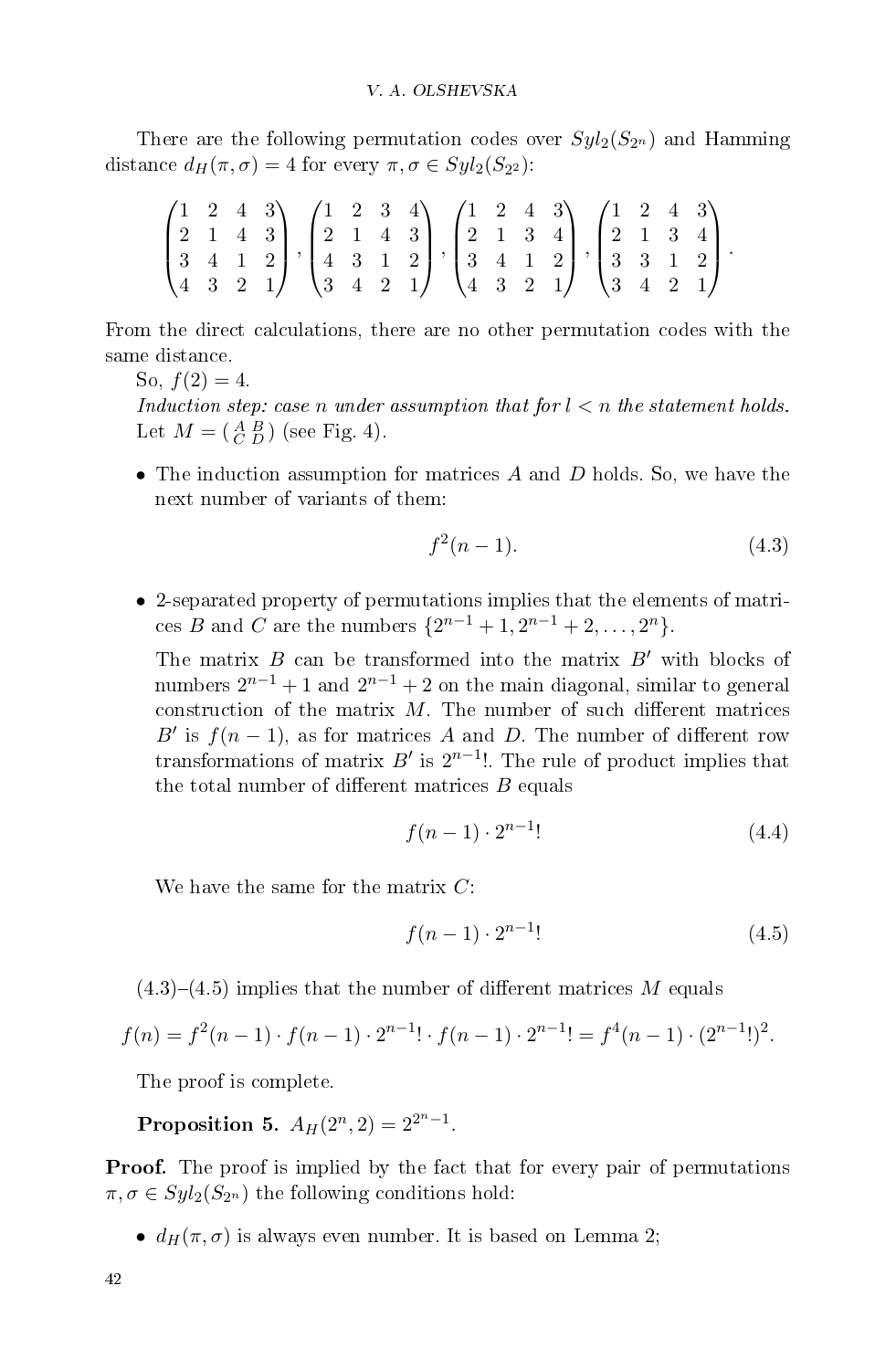There are the following permutation codes over $Syl_2(S_{2^n})$ and Hamming distance $d_H(\pi,\sigma) = 4$ for every $\pi, \sigma \in Syl_2(S_{2^2})$:

$$\begin{pmatrix} 1 & 2 & 4 & 3 \\ 2 & 1 & 4 & 3 \\ 3 & 4 & 1 & 2 \\ 4 & 3 & 2 & 1 \end{pmatrix}, \begin{pmatrix} 1 & 2 & 3 & 4 \\ 2 & 1 & 4 & 3 \\ 4 & 3 & 1 & 2 \\ 3 & 4 & 2 & 1 \end{pmatrix}, \begin{pmatrix} 1 & 2 & 4 & 3 \\ 2 & 1 & 3 & 4 \\ 3 & 4 & 1 & 2 \\ 4 & 3 & 2 & 1 \end{pmatrix}, \begin{pmatrix} 1 & 2 & 4 & 3 \\ 2 & 1 & 3 & 4 \\ 3 & 3 & 1 & 2 \\ 3 & 4 & 2 & 1 \end{pmatrix}.$$

From the direct calculations, there are no other permutation codes with the same distance.

So, $f(2) = 4$.

*Induction step: case n under assumption that for $l < n$ the statement holds.*

Let $M = \left(\begin{smallmatrix} A & B \\ C & D \end{smallmatrix}\right)$ (see Fig. 4).

- The induction assumption for matrices $A$ and $D$ holds. So, we have the next number of variants of them:

$$f^2(n-1). \tag{4.3}$$

- 2-separated property of permutations implies that the elements of matrices $B$ and $C$ are the numbers $\{2^{n-1}+1, 2^{n-1}+2, \ldots, 2^n\}$.

  The matrix $B$ can be transformed into the matrix $B'$ with blocks of numbers $2^{n-1}+1$ and $2^{n-1}+2$ on the main diagonal, similar to general construction of the matrix $M$. The number of such different matrices $B'$ is $f(n-1)$, as for matrices $A$ and $D$. The number of different row transformations of matrix $B'$ is $2^{n-1}!$. The rule of product implies that the total number of different matrices $B$ equals

$$f(n-1) \cdot 2^{n-1}! \tag{4.4}$$

  We have the same for the matrix $C$:

$$f(n-1) \cdot 2^{n-1}! \tag{4.5}$$

(4.3)–(4.5) implies that the number of different matrices $M$ equals

$$f(n) = f^2(n-1) \cdot f(n-1) \cdot 2^{n-1}! \cdot f(n-1) \cdot 2^{n-1}! = f^4(n-1) \cdot (2^{n-1}!)^2.$$

The proof is complete.

**Proposition 5.** $A_H(2^n, 2) = 2^{2^n - 1}$.

**Proof.** The proof is implied by the fact that for every pair of permutations $\pi, \sigma \in Syl_2(S_{2^n})$ the following conditions hold:

- $d_H(\pi, \sigma)$ is always even number. It is based on Lemma 2;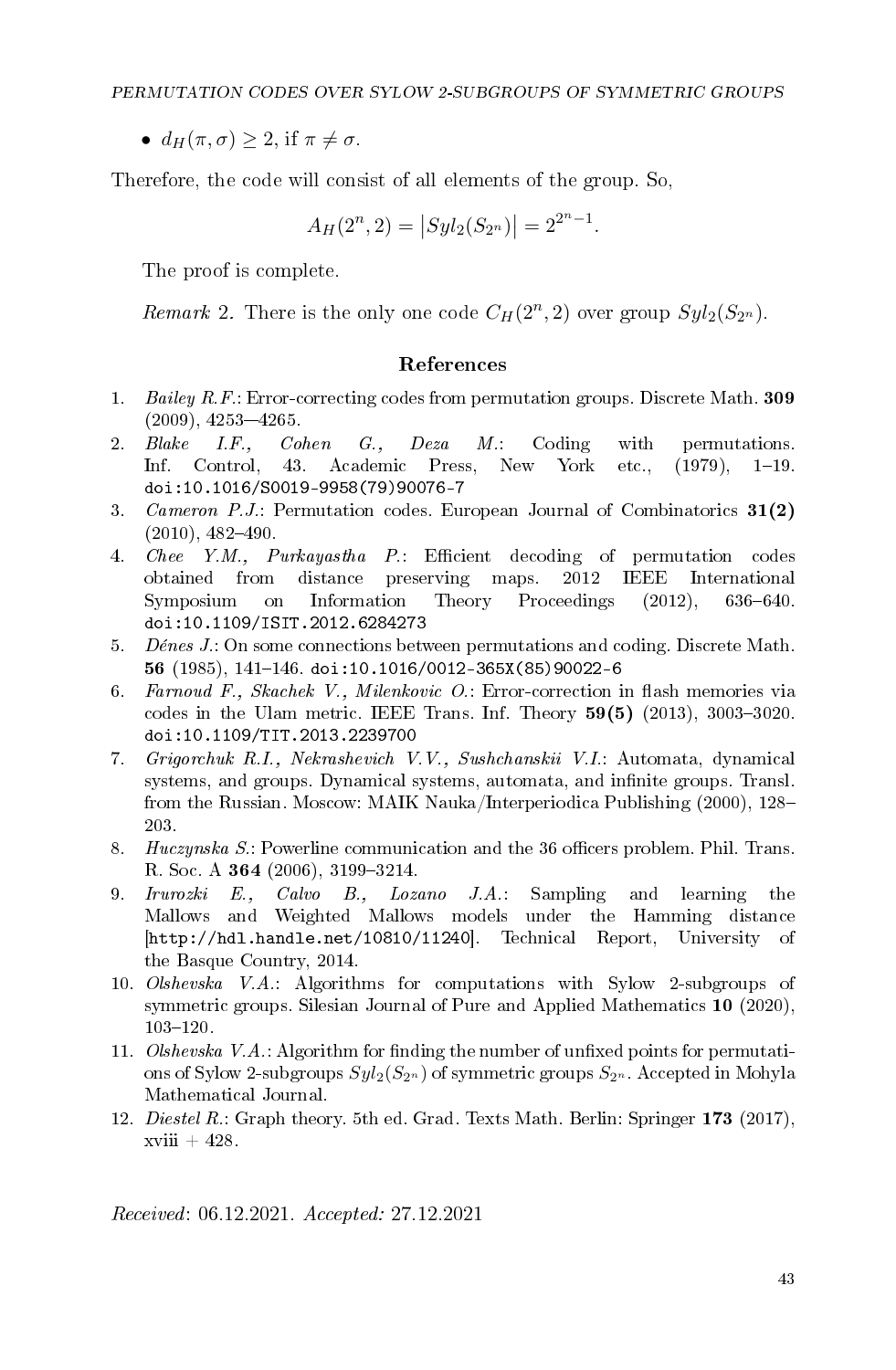- $d_H(\pi, \sigma) \geq 2$, if $\pi \neq \sigma$.

Therefore, the code will consist of all elements of the group. So,

$$A_H(2^n, 2) = \left|Syl_2(S_{2^n})\right| = 2^{2^n - 1}.$$

The proof is complete.

*Remark* 2. There is the only one code $C_H(2^n, 2)$ over group $Syl_2(S_{2^n})$.

## References

1. *Bailey R.F.*: Error-correcting codes from permutation groups. Discrete Math. **309** (2009), 4253—4265.
2. *Blake I.F., Cohen G., Deza M.*: Coding with permutations. Inf. Control, 43. Academic Press, New York etc., (1979), 1–19. doi:10.1016/S0019-9958(79)90076-7
3. *Cameron P.J.*: Permutation codes. European Journal of Combinatorics **31(2)** (2010), 482–490.
4. *Chee Y.M., Purkayastha P.*: Efficient decoding of permutation codes obtained from distance preserving maps. 2012 IEEE International Symposium on Information Theory Proceedings (2012), 636–640. doi:10.1109/ISIT.2012.6284273
5. *Dénes J.*: On some connections between permutations and coding. Discrete Math. **56** (1985), 141–146. doi:10.1016/0012-365X(85)90022-6
6. *Farnoud F., Skachek V., Milenkovic O.*: Error-correction in flash memories via codes in the Ulam metric. IEEE Trans. Inf. Theory **59(5)** (2013), 3003–3020. doi:10.1109/TIT.2013.2239700
7. *Grigorchuk R.I., Nekrashevich V.V., Sushchanskii V.I.*: Automata, dynamical systems, and groups. Dynamical systems, automata, and infinite groups. Transl. from the Russian. Moscow: MAIK Nauka/Interperiodica Publishing (2000), 128–203.
8. *Huczynska S.*: Powerline communication and the 36 officers problem. Phil. Trans. R. Soc. A **364** (2006), 3199–3214.
9. *Irurozki E., Calvo B., Lozano J.A.*: Sampling and learning the Mallows and Weighted Mallows models under the Hamming distance [http://hdl.handle.net/10810/11240]. Technical Report, University of the Basque Country, 2014.
10. *Olshevska V.A.*: Algorithms for computations with Sylow 2-subgroups of symmetric groups. Silesian Journal of Pure and Applied Mathematics **10** (2020), 103–120.
11. *Olshevska V.A.*: Algorithm for finding the number of unfixed points for permutations of Sylow 2-subgroups $Syl_2(S_{2^n})$ of symmetric groups $S_{2^n}$. Accepted in Mohyla Mathematical Journal.
12. *Diestel R.*: Graph theory. 5th ed. Grad. Texts Math. Berlin: Springer **173** (2017), xviii + 428.

*Received*: 06.12.2021. *Accepted:* 27.12.2021